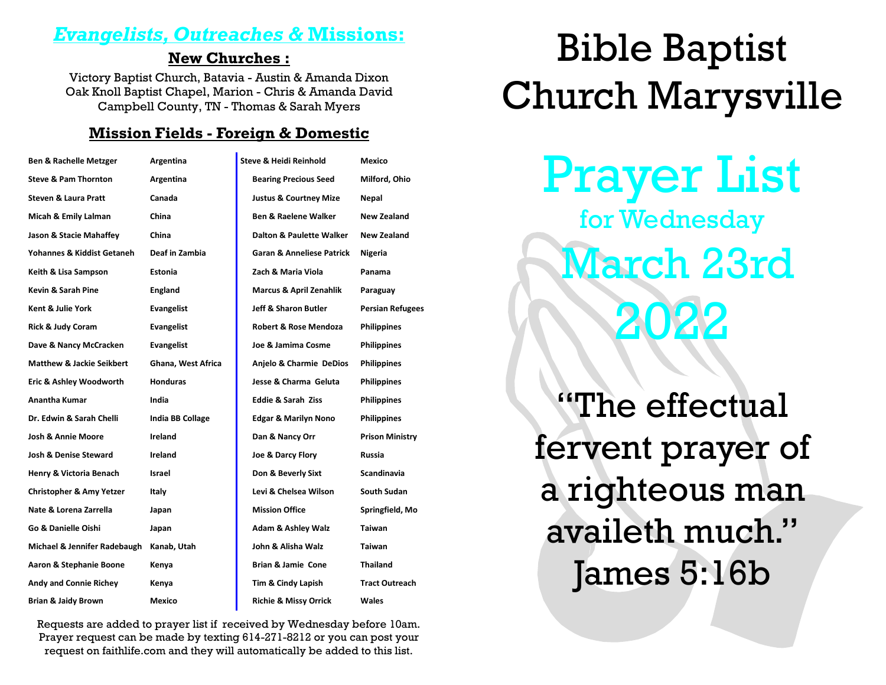## *Evangelists, Outreaches &* Missions:

### New Churches :

Victory Baptist Church, Batavia - Austin & Amanda Dixon
Oak Knoll Baptist Chapel, Marion - Chris & Amanda David
Campbell County, TN - Thomas & Sarah Myers

### Mission Fields - Foreign & Domestic

| | |
|---|---|
| **Ben & Rachelle Metzger** | **Argentina** |
| **Steve & Pam Thornton** | **Argentina** |
| **Steven & Laura Pratt** | **Canada** |
| **Micah & Emily Lalman** | **China** |
| **Jason & Stacie Mahaffey** | **China** |
| **Yohannes & Kiddist Getaneh** | **Deaf in Zambia** |
| **Keith & Lisa Sampson** | **Estonia** |
| **Kevin & Sarah Pine** | **England** |
| **Kent & Julie York** | **Evangelist** |
| **Rick & Judy Coram** | **Evangelist** |
| **Dave & Nancy McCracken** | **Evangelist** |
| **Matthew & Jackie Seikbert** | **Ghana, West Africa** |
| **Eric & Ashley Woodworth** | **Honduras** |
| **Anantha Kumar** | **India** |
| **Dr. Edwin & Sarah Chelli** | **India BB Collage** |
| **Josh & Annie Moore** | **Ireland** |
| **Josh & Denise Steward** | **Ireland** |
| **Henry & Victoria Benach** | **Israel** |
| **Christopher & Amy Yetzer** | **Italy** |
| **Nate & Lorena Zarrella** | **Japan** |
| **Go & Danielle Oishi** | **Japan** |
| **Michael & Jennifer Radebaugh** | **Kanab, Utah** |
| **Aaron & Stephanie Boone** | **Kenya** |
| **Andy and Connie Richey** | **Kenya** |
| **Brian & Jaidy Brown** | **Mexico** |
| **Steve & Heidi Reinhold** | **Mexico** |
| **Bearing Precious Seed** | **Milford, Ohio** |
| **Justus & Courtney Mize** | **Nepal** |
| **Ben & Raelene Walker** | **New Zealand** |
| **Dalton & Paulette Walker** | **New Zealand** |
| **Garan & Anneliese Patrick** | **Nigeria** |
| **Zach & Maria Viola** | **Panama** |
| **Marcus & April Zenahlik** | **Paraguay** |
| **Jeff & Sharon Butler** | **Persian Refugees** |
| **Robert & Rose Mendoza** | **Philippines** |
| **Joe & Jamima Cosme** | **Philippines** |
| **Anjelo & Charmie DeDios** | **Philippines** |
| **Jesse & Charma Geluta** | **Philippines** |
| **Eddie & Sarah Ziss** | **Philippines** |
| **Edgar & Marilyn Nono** | **Philippines** |
| **Dan & Nancy Orr** | **Prison Ministry** |
| **Joe & Darcy Flory** | **Russia** |
| **Don & Beverly Sixt** | **Scandinavia** |
| **Levi & Chelsea Wilson** | **South Sudan** |
| **Mission Office** | **Springfield, Mo** |
| **Adam & Ashley Walz** | **Taiwan** |
| **John & Alisha Walz** | **Taiwan** |
| **Brian & Jamie Cone** | **Thailand** |
| **Tim & Cindy Lapish** | **Tract Outreach** |
| **Richie & Missy Orrick** | **Wales** |

Requests are added to prayer list if received by Wednesday before 10am. Prayer request can be made by texting 614-271-8212 or you can post your request on faithlife.com and they will automatically be added to this list.

# Bible Baptist Church Marysville

# Prayer List

## for Wednesday

## March 23rd 2022

"The effectual fervent prayer of a righteous man availeth much."
James 5:16b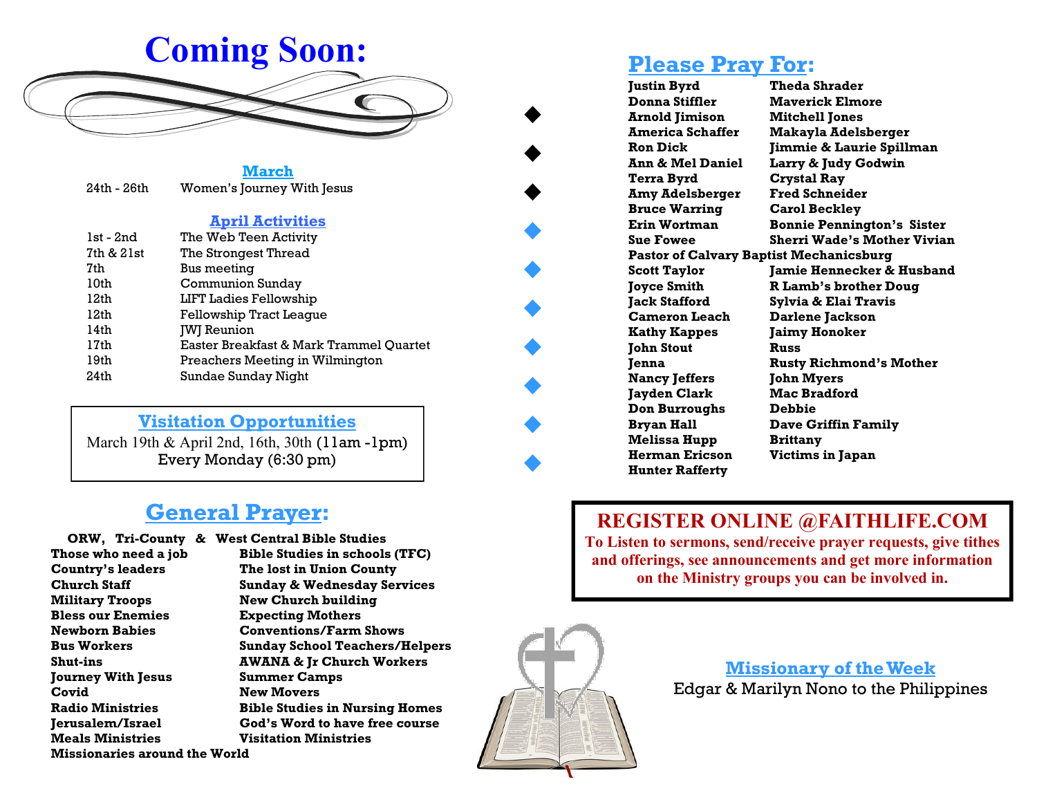# Coming Soon:

## March

| | |
|---|---|
| 24th - 26th | Women's Journey With Jesus |

## April Activities

| | |
|---|---|
| 1st - 2nd | The Web Teen Activity |
| 7th & 21st | The Strongest Thread |
| 7th | Bus meeting |
| 10th | Communion Sunday |
| 12th | LIFT Ladies Fellowship |
| 12th | Fellowship Tract League |
| 14th | JWJ Reunion |
| 17th | Easter Breakfast & Mark Trammel Quartet |
| 19th | Preachers Meeting in Wilmington |
| 24th | Sundae Sunday Night |

## Visitation Opportunities

March 19th & April 2nd, 16th, 30th (11am -1pm)
Every Monday (6:30 pm)

## General Prayer:

**ORW, Tri-County & West Central Bible Studies**

**Those who need a job**
**Country's leaders**
**Church Staff**
**Military Troops**
**Bless our Enemies**
**Newborn Babies**
**Bus Workers**
**Shut-ins**
**Journey With Jesus**
**Covid**
**Radio Ministries**
**Jerusalem/Israel**
**Meals Ministries**
**Missionaries around the World**
**Bible Studies in schools (TFC)**
**The lost in Union County**
**Sunday & Wednesday Services**
**New Church building**
**Expecting Mothers**
**Conventions/Farm Shows**
**Sunday School Teachers/Helpers**
**AWANA & Jr Church Workers**
**Summer Camps**
**New Movers**
**Bible Studies in Nursing Homes**
**God's Word to have free course**
**Visitation Ministries**

## Please Pray For:

**Justin Byrd**
**Donna Stiffler**
**Arnold Jimison**
**America Schaffer**
**Ron Dick**
**Ann & Mel Daniel**
**Terra Byrd**
**Amy Adelsberger**
**Bruce Warring**
**Erin Wortman**
**Sue Fowee**
**Pastor of Calvary Baptist Mechanicsburg**
**Scott Taylor**
**Joyce Smith**
**Jack Stafford**
**Cameron Leach**
**Kathy Kappes**
**John Stout**
**Jenna**
**Nancy Jeffers**
**Jayden Clark**
**Don Burroughs**
**Bryan Hall**
**Melissa Hupp**
**Herman Ericson**
**Hunter Rafferty**
**Theda Shrader**
**Maverick Elmore**
**Mitchell Jones**
**Makayla Adelsberger**
**Jimmie & Laurie Spillman**
**Larry & Judy Godwin**
**Crystal Ray**
**Fred Schneider**
**Carol Beckley**
**Bonnie Pennington's Sister**
**Sherri Wade's Mother Vivian**
**Jamie Hennecker & Husband**
**R Lamb's brother Doug**
**Sylvia & Elai Travis**
**Darlene Jackson**
**Jaimy Honoker**
**Russ**
**Rusty Richmond's Mother**
**John Myers**
**Mac Bradford**
**Debbie**
**Dave Griffin Family**
**Brittany**
**Victims in Japan**

**REGISTER ONLINE @FAITHLIFE.COM**

**To Listen to sermons, send/receive prayer requests, give tithes and offerings, see announcements and get more information on the Ministry groups you can be involved in.**

## Missionary of the Week

Edgar & Marilyn Nono to the Philippines